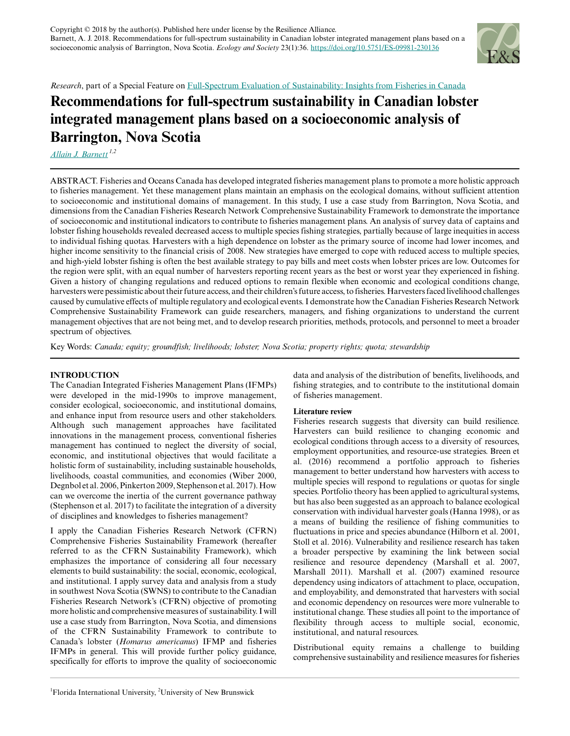Copyright © 2018 by the author(s). Published here under license by the Resilience Alliance.
Barnett, A. J. 2018. Recommendations for full-spectrum sustainability in Canadian lobster integrated management plans based on a socioeconomic analysis of Barrington, Nova Scotia. *Ecology and Society* 23(1):36. https://doi.org/10.5751/ES-09981-230136

*Research*, part of a Special Feature on Full-Spectrum Evaluation of Sustainability: Insights from Fisheries in Canada

# Recommendations for full-spectrum sustainability in Canadian lobster integrated management plans based on a socioeconomic analysis of Barrington, Nova Scotia

*Allain J. Barnett* [1,2]

ABSTRACT. Fisheries and Oceans Canada has developed integrated fisheries management plans to promote a more holistic approach to fisheries management. Yet these management plans maintain an emphasis on the ecological domains, without sufficient attention to socioeconomic and institutional domains of management. In this study, I use a case study from Barrington, Nova Scotia, and dimensions from the Canadian Fisheries Research Network Comprehensive Sustainability Framework to demonstrate the importance of socioeconomic and institutional indicators to contribute to fisheries management plans. An analysis of survey data of captains and lobster fishing households revealed decreased access to multiple species fishing strategies, partially because of large inequities in access to individual fishing quotas. Harvesters with a high dependence on lobster as the primary source of income had lower incomes, and higher income sensitivity to the financial crisis of 2008. New strategies have emerged to cope with reduced access to multiple species, and high-yield lobster fishing is often the best available strategy to pay bills and meet costs when lobster prices are low. Outcomes for the region were split, with an equal number of harvesters reporting recent years as the best or worst year they experienced in fishing. Given a history of changing regulations and reduced options to remain flexible when economic and ecological conditions change, harvesters were pessimistic about their future access, and their children's future access, to fisheries. Harvesters faced livelihood challenges caused by cumulative effects of multiple regulatory and ecological events. I demonstrate how the Canadian Fisheries Research Network Comprehensive Sustainability Framework can guide researchers, managers, and fishing organizations to understand the current management objectives that are not being met, and to develop research priorities, methods, protocols, and personnel to meet a broader spectrum of objectives.

Key Words: *Canada; equity; groundfish; livelihoods; lobster; Nova Scotia; property rights; quota; stewardship*

## INTRODUCTION

The Canadian Integrated Fisheries Management Plans (IFMPs) were developed in the mid-1990s to improve management, consider ecological, socioeconomic, and institutional domains, and enhance input from resource users and other stakeholders. Although such management approaches have facilitated innovations in the management process, conventional fisheries management has continued to neglect the diversity of social, economic, and institutional objectives that would facilitate a holistic form of sustainability, including sustainable households, livelihoods, coastal communities, and economies (Wiber 2000, Degnbol et al. 2006, Pinkerton 2009, Stephenson et al. 2017). How can we overcome the inertia of the current governance pathway (Stephenson et al. 2017) to facilitate the integration of a diversity of disciplines and knowledges to fisheries management?

I apply the Canadian Fisheries Research Network (CFRN) Comprehensive Fisheries Sustainability Framework (hereafter referred to as the CFRN Sustainability Framework), which emphasizes the importance of considering all four necessary elements to build sustainability: the social, economic, ecological, and institutional. I apply survey data and analysis from a study in southwest Nova Scotia (SWNS) to contribute to the Canadian Fisheries Research Network's (CFRN) objective of promoting more holistic and comprehensive measures of sustainability. I will use a case study from Barrington, Nova Scotia, and dimensions of the CFRN Sustainability Framework to contribute to Canada's lobster (*Homarus americanus*) IFMP and fisheries IFMPs in general. This will provide further policy guidance, specifically for efforts to improve the quality of socioeconomic data and analysis of the distribution of benefits, livelihoods, and fishing strategies, and to contribute to the institutional domain of fisheries management.

### Literature review

Fisheries research suggests that diversity can build resilience. Harvesters can build resilience to changing economic and ecological conditions through access to a diversity of resources, employment opportunities, and resource-use strategies. Breen et al. (2016) recommend a portfolio approach to fisheries management to better understand how harvesters with access to multiple species will respond to regulations or quotas for single species. Portfolio theory has been applied to agricultural systems, but has also been suggested as an approach to balance ecological conservation with individual harvester goals (Hanna 1998), or as a means of building the resilience of fishing communities to fluctuations in price and species abundance (Hilborn et al. 2001, Stoll et al. 2016). Vulnerability and resilience research has taken a broader perspective by examining the link between social resilience and resource dependency (Marshall et al. 2007, Marshall 2011). Marshall et al. (2007) examined resource dependency using indicators of attachment to place, occupation, and employability, and demonstrated that harvesters with social and economic dependency on resources were more vulnerable to institutional change. These studies all point to the importance of flexibility through access to multiple social, economic, institutional, and natural resources.

Distributional equity remains a challenge to building comprehensive sustainability and resilience measures for fisheries

[1]Florida International University, [2]University of New Brunswick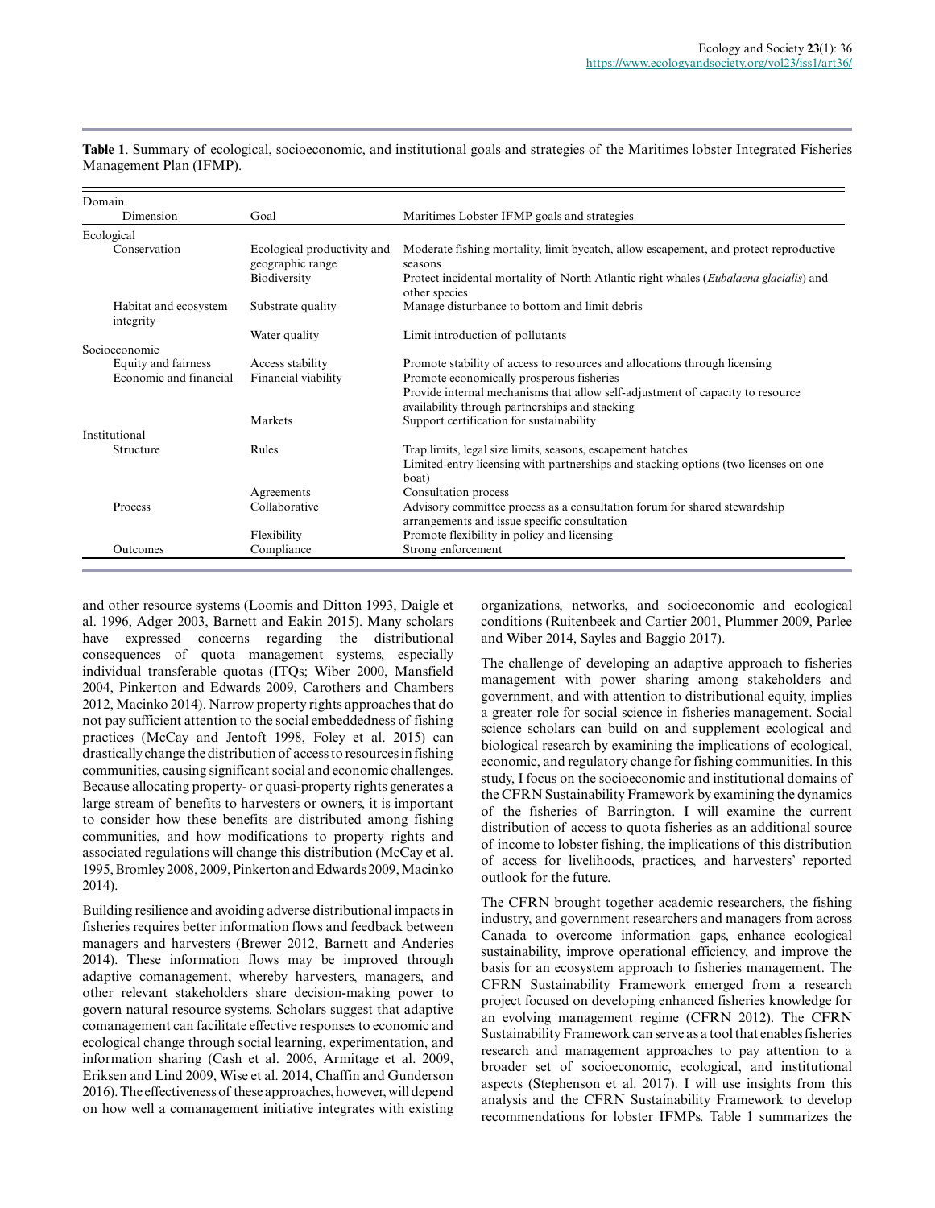**Table 1**. Summary of ecological, socioeconomic, and institutional goals and strategies of the Maritimes lobster Integrated Fisheries Management Plan (IFMP).

| Domain / Dimension | Goal | Maritimes Lobster IFMP goals and strategies |
|---|---|---|
| **Ecological** | | |
| Conservation | Ecological productivity and geographic range | Moderate fishing mortality, limit bycatch, allow escapement, and protect reproductive seasons |
| | Biodiversity | Protect incidental mortality of North Atlantic right whales (*Eubalaena glacialis*) and other species |
| Habitat and ecosystem integrity | Substrate quality | Manage disturbance to bottom and limit debris |
| | Water quality | Limit introduction of pollutants |
| **Socioeconomic** | | |
| Equity and fairness | Access stability | Promote stability of access to resources and allocations through licensing |
| Economic and financial | Financial viability | Promote economically prosperous fisheries |
| | | Provide internal mechanisms that allow self-adjustment of capacity to resource availability through partnerships and stacking |
| | Markets | Support certification for sustainability |
| **Institutional** | | |
| Structure | Rules | Trap limits, legal size limits, seasons, escapement hatches |
| | | Limited-entry licensing with partnerships and stacking options (two licenses on one boat) |
| | Agreements | Consultation process |
| Process | Collaborative | Advisory committee process as a consultation forum for shared stewardship arrangements and issue specific consultation |
| | Flexibility | Promote flexibility in policy and licensing |
| Outcomes | Compliance | Strong enforcement |

and other resource systems (Loomis and Ditton 1993, Daigle et al. 1996, Adger 2003, Barnett and Eakin 2015). Many scholars have expressed concerns regarding the distributional consequences of quota management systems, especially individual transferable quotas (ITQs; Wiber 2000, Mansfield 2004, Pinkerton and Edwards 2009, Carothers and Chambers 2012, Macinko 2014). Narrow property rights approaches that do not pay sufficient attention to the social embeddedness of fishing practices (McCay and Jentoft 1998, Foley et al. 2015) can drastically change the distribution of access to resources in fishing communities, causing significant social and economic challenges. Because allocating property- or quasi-property rights generates a large stream of benefits to harvesters or owners, it is important to consider how these benefits are distributed among fishing communities, and how modifications to property rights and associated regulations will change this distribution (McCay et al. 1995, Bromley 2008, 2009, Pinkerton and Edwards 2009, Macinko 2014).

Building resilience and avoiding adverse distributional impacts in fisheries requires better information flows and feedback between managers and harvesters (Brewer 2012, Barnett and Anderies 2014). These information flows may be improved through adaptive comanagement, whereby harvesters, managers, and other relevant stakeholders share decision-making power to govern natural resource systems. Scholars suggest that adaptive comanagement can facilitate effective responses to economic and ecological change through social learning, experimentation, and information sharing (Cash et al. 2006, Armitage et al. 2009, Eriksen and Lind 2009, Wise et al. 2014, Chaffin and Gunderson 2016). The effectiveness of these approaches, however, will depend on how well a comanagement initiative integrates with existing organizations, networks, and socioeconomic and ecological conditions (Ruitenbeek and Cartier 2001, Plummer 2009, Parlee and Wiber 2014, Sayles and Baggio 2017).

The challenge of developing an adaptive approach to fisheries management with power sharing among stakeholders and government, and with attention to distributional equity, implies a greater role for social science in fisheries management. Social science scholars can build on and supplement ecological and biological research by examining the implications of ecological, economic, and regulatory change for fishing communities. In this study, I focus on the socioeconomic and institutional domains of the CFRN Sustainability Framework by examining the dynamics of the fisheries of Barrington. I will examine the current distribution of access to quota fisheries as an additional source of income to lobster fishing, the implications of this distribution of access for livelihoods, practices, and harvesters' reported outlook for the future.

The CFRN brought together academic researchers, the fishing industry, and government researchers and managers from across Canada to overcome information gaps, enhance ecological sustainability, improve operational efficiency, and improve the basis for an ecosystem approach to fisheries management. The CFRN Sustainability Framework emerged from a research project focused on developing enhanced fisheries knowledge for an evolving management regime (CFRN 2012). The CFRN Sustainability Framework can serve as a tool that enables fisheries research and management approaches to pay attention to a broader set of socioeconomic, ecological, and institutional aspects (Stephenson et al. 2017). I will use insights from this analysis and the CFRN Sustainability Framework to develop recommendations for lobster IFMPs. Table 1 summarizes the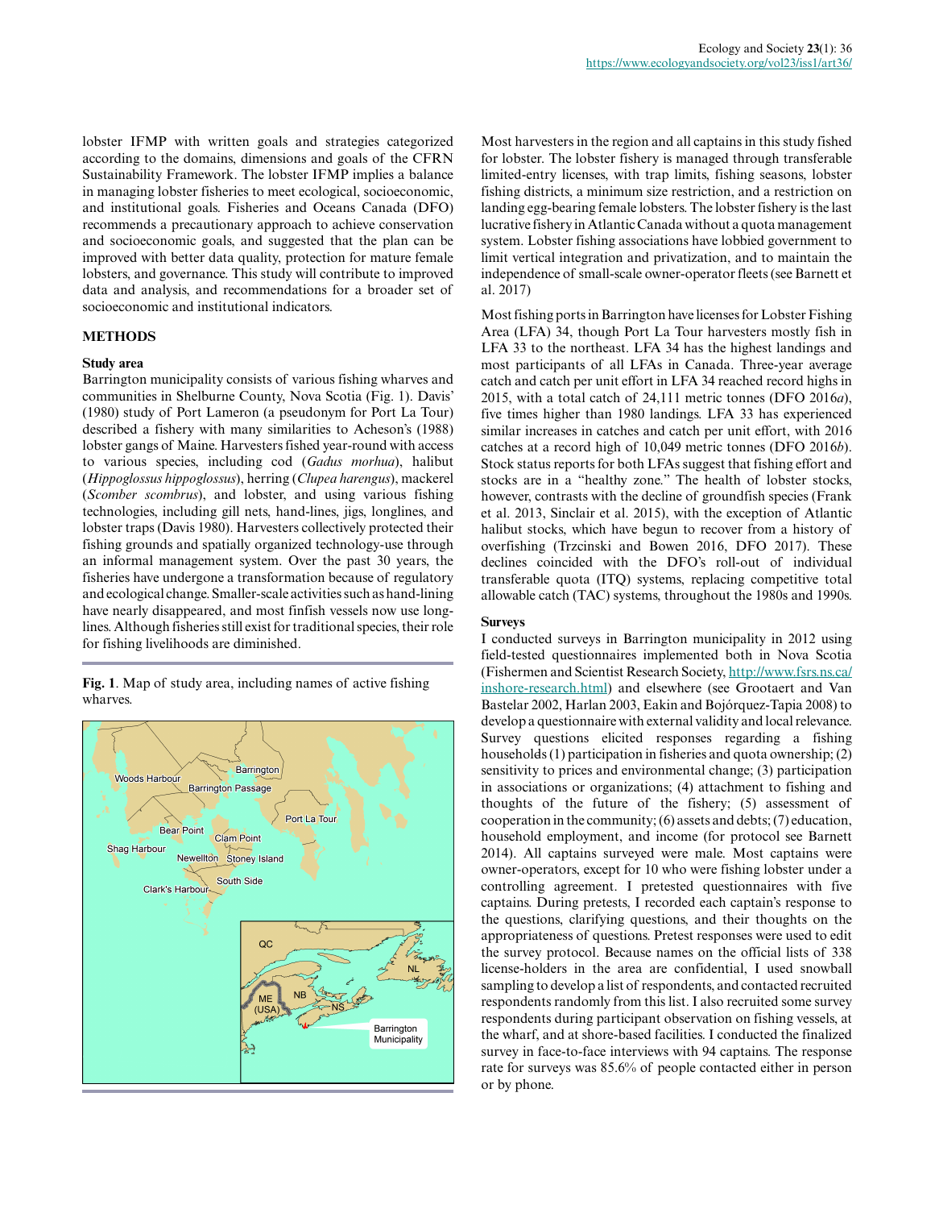lobster IFMP with written goals and strategies categorized according to the domains, dimensions and goals of the CFRN Sustainability Framework. The lobster IFMP implies a balance in managing lobster fisheries to meet ecological, socioeconomic, and institutional goals. Fisheries and Oceans Canada (DFO) recommends a precautionary approach to achieve conservation and socioeconomic goals, and suggested that the plan can be improved with better data quality, protection for mature female lobsters, and governance. This study will contribute to improved data and analysis, and recommendations for a broader set of socioeconomic and institutional indicators.

## METHODS

### Study area

Barrington municipality consists of various fishing wharves and communities in Shelburne County, Nova Scotia (Fig. 1). Davis' (1980) study of Port Lameron (a pseudonym for Port La Tour) described a fishery with many similarities to Acheson's (1988) lobster gangs of Maine. Harvesters fished year-round with access to various species, including cod (*Gadus morhua*), halibut (*Hippoglossus hippoglossus*), herring (*Clupea harengus*), mackerel (*Scomber scombrus*), and lobster, and using various fishing technologies, including gill nets, hand-lines, jigs, longlines, and lobster traps (Davis 1980). Harvesters collectively protected their fishing grounds and spatially organized technology-use through an informal management system. Over the past 30 years, the fisheries have undergone a transformation because of regulatory and ecological change. Smaller-scale activities such as hand-lining have nearly disappeared, and most finfish vessels now use long-lines. Although fisheries still exist for traditional species, their role for fishing livelihoods are diminished.

**Fig. 1**. Map of study area, including names of active fishing wharves.

Most harvesters in the region and all captains in this study fished for lobster. The lobster fishery is managed through transferable limited-entry licenses, with trap limits, fishing seasons, lobster fishing districts, a minimum size restriction, and a restriction on landing egg-bearing female lobsters. The lobster fishery is the last lucrative fishery in Atlantic Canada without a quota management system. Lobster fishing associations have lobbied government to limit vertical integration and privatization, and to maintain the independence of small-scale owner-operator fleets (see Barnett et al. 2017)

Most fishing ports in Barrington have licenses for Lobster Fishing Area (LFA) 34, though Port La Tour harvesters mostly fish in LFA 33 to the northeast. LFA 34 has the highest landings and most participants of all LFAs in Canada. Three-year average catch and catch per unit effort in LFA 34 reached record highs in 2015, with a total catch of 24,111 metric tonnes (DFO 2016*a*), five times higher than 1980 landings. LFA 33 has experienced similar increases in catches and catch per unit effort, with 2016 catches at a record high of 10,049 metric tonnes (DFO 2016*b*). Stock status reports for both LFAs suggest that fishing effort and stocks are in a "healthy zone." The health of lobster stocks, however, contrasts with the decline of groundfish species (Frank et al. 2013, Sinclair et al. 2015), with the exception of Atlantic halibut stocks, which have begun to recover from a history of overfishing (Trzcinski and Bowen 2016, DFO 2017). These declines coincided with the DFO's roll-out of individual transferable quota (ITQ) systems, replacing competitive total allowable catch (TAC) systems, throughout the 1980s and 1990s.

### Surveys

I conducted surveys in Barrington municipality in 2012 using field-tested questionnaires implemented both in Nova Scotia (Fishermen and Scientist Research Society, http://www.fsrs.ns.ca/inshore-research.html) and elsewhere (see Grootaert and Van Bastelar 2002, Harlan 2003, Eakin and Bojórquez-Tapia 2008) to develop a questionnaire with external validity and local relevance. Survey questions elicited responses regarding a fishing households (1) participation in fisheries and quota ownership; (2) sensitivity to prices and environmental change; (3) participation in associations or organizations; (4) attachment to fishing and thoughts of the future of the fishery; (5) assessment of cooperation in the community; (6) assets and debts; (7) education, household employment, and income (for protocol see Barnett 2014). All captains surveyed were male. Most captains were owner-operators, except for 10 who were fishing lobster under a controlling agreement. I pretested questionnaires with five captains. During pretests, I recorded each captain's response to the questions, clarifying questions, and their thoughts on the appropriateness of questions. Pretest responses were used to edit the survey protocol. Because names on the official lists of 338 license-holders in the area are confidential, I used snowball sampling to develop a list of respondents, and contacted recruited respondents randomly from this list. I also recruited some survey respondents during participant observation on fishing vessels, at the wharf, and at shore-based facilities. I conducted the finalized survey in face-to-face interviews with 94 captains. The response rate for surveys was 85.6% of people contacted either in person or by phone.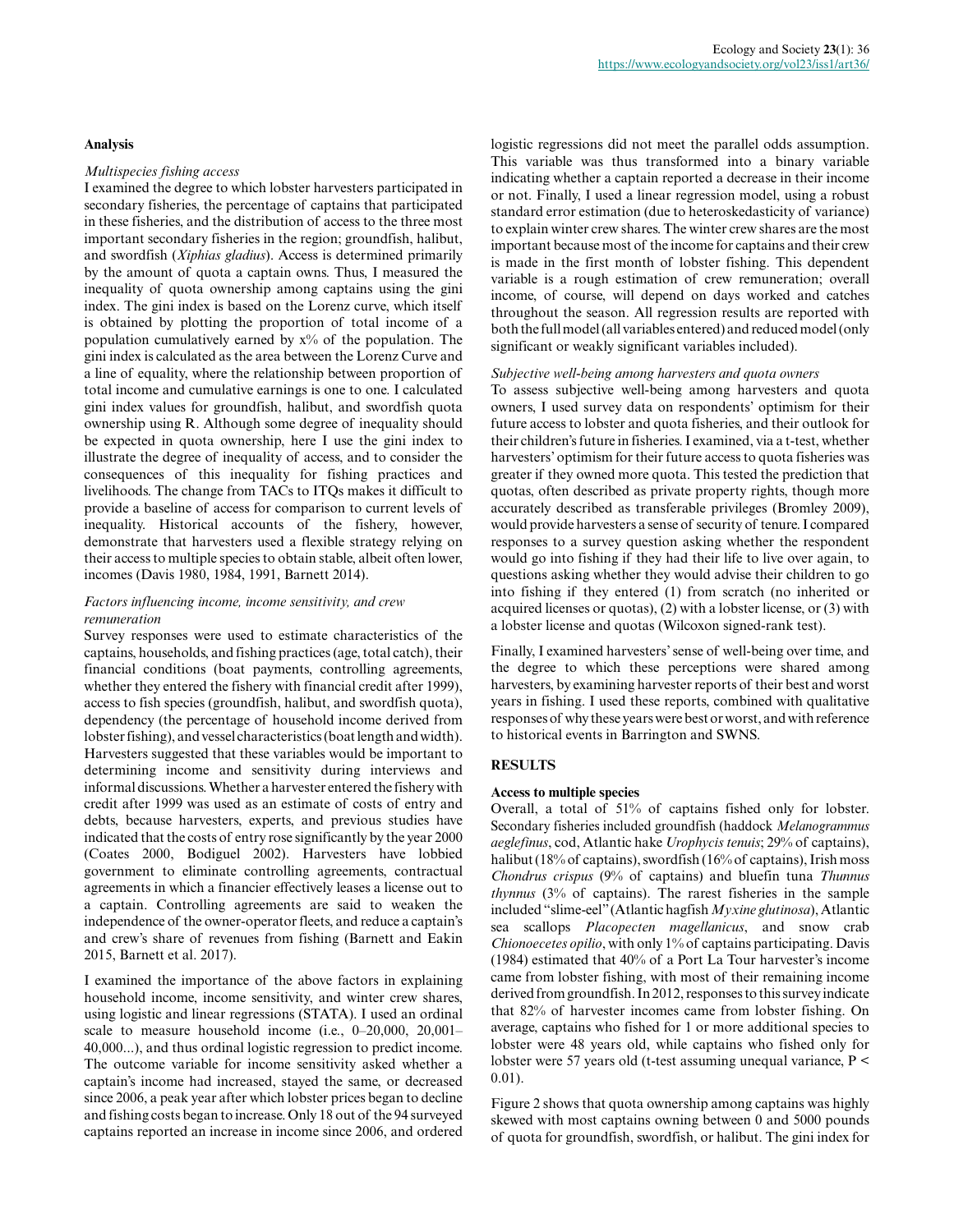### Analysis

*Multispecies fishing access*

I examined the degree to which lobster harvesters participated in secondary fisheries, the percentage of captains that participated in these fisheries, and the distribution of access to the three most important secondary fisheries in the region; groundfish, halibut, and swordfish (*Xiphias gladius*). Access is determined primarily by the amount of quota a captain owns. Thus, I measured the inequality of quota ownership among captains using the gini index. The gini index is based on the Lorenz curve, which itself is obtained by plotting the proportion of total income of a population cumulatively earned by x% of the population. The gini index is calculated as the area between the Lorenz Curve and a line of equality, where the relationship between proportion of total income and cumulative earnings is one to one. I calculated gini index values for groundfish, halibut, and swordfish quota ownership using R. Although some degree of inequality should be expected in quota ownership, here I use the gini index to illustrate the degree of inequality of access, and to consider the consequences of this inequality for fishing practices and livelihoods. The change from TACs to ITQs makes it difficult to provide a baseline of access for comparison to current levels of inequality. Historical accounts of the fishery, however, demonstrate that harvesters used a flexible strategy relying on their access to multiple species to obtain stable, albeit often lower, incomes (Davis 1980, 1984, 1991, Barnett 2014).

*Factors influencing income, income sensitivity, and crew remuneration*

Survey responses were used to estimate characteristics of the captains, households, and fishing practices (age, total catch), their financial conditions (boat payments, controlling agreements, whether they entered the fishery with financial credit after 1999), access to fish species (groundfish, halibut, and swordfish quota), dependency (the percentage of household income derived from lobster fishing), and vessel characteristics (boat length and width). Harvesters suggested that these variables would be important to determining income and sensitivity during interviews and informal discussions. Whether a harvester entered the fishery with credit after 1999 was used as an estimate of costs of entry and debts, because harvesters, experts, and previous studies have indicated that the costs of entry rose significantly by the year 2000 (Coates 2000, Bodiguel 2002). Harvesters have lobbied government to eliminate controlling agreements, contractual agreements in which a financier effectively leases a license out to a captain. Controlling agreements are said to weaken the independence of the owner-operator fleets, and reduce a captain's and crew's share of revenues from fishing (Barnett and Eakin 2015, Barnett et al. 2017).

I examined the importance of the above factors in explaining household income, income sensitivity, and winter crew shares, using logistic and linear regressions (STATA). I used an ordinal scale to measure household income (i.e., 0–20,000, 20,001–40,000...), and thus ordinal logistic regression to predict income. The outcome variable for income sensitivity asked whether a captain's income had increased, stayed the same, or decreased since 2006, a peak year after which lobster prices began to decline and fishing costs began to increase. Only 18 out of the 94 surveyed captains reported an increase in income since 2006, and ordered logistic regressions did not meet the parallel odds assumption. This variable was thus transformed into a binary variable indicating whether a captain reported a decrease in their income or not. Finally, I used a linear regression model, using a robust standard error estimation (due to heteroskedasticity of variance) to explain winter crew shares. The winter crew shares are the most important because most of the income for captains and their crew is made in the first month of lobster fishing. This dependent variable is a rough estimation of crew remuneration; overall income, of course, will depend on days worked and catches throughout the season. All regression results are reported with both the full model (all variables entered) and reduced model (only significant or weakly significant variables included).

*Subjective well-being among harvesters and quota owners*

To assess subjective well-being among harvesters and quota owners, I used survey data on respondents' optimism for their future access to lobster and quota fisheries, and their outlook for their children's future in fisheries. I examined, via a t-test, whether harvesters' optimism for their future access to quota fisheries was greater if they owned more quota. This tested the prediction that quotas, often described as private property rights, though more accurately described as transferable privileges (Bromley 2009), would provide harvesters a sense of security of tenure. I compared responses to a survey question asking whether the respondent would go into fishing if they had their life to live over again, to questions asking whether they would advise their children to go into fishing if they entered (1) from scratch (no inherited or acquired licenses or quotas), (2) with a lobster license, or (3) with a lobster license and quotas (Wilcoxon signed-rank test).

Finally, I examined harvesters' sense of well-being over time, and the degree to which these perceptions were shared among harvesters, by examining harvester reports of their best and worst years in fishing. I used these reports, combined with qualitative responses of why these years were best or worst, and with reference to historical events in Barrington and SWNS.

## RESULTS

### Access to multiple species

Overall, a total of 51% of captains fished only for lobster. Secondary fisheries included groundfish (haddock *Melanogrammus aeglefinus*, cod, Atlantic hake *Urophycis tenuis*; 29% of captains), halibut (18% of captains), swordfish (16% of captains), Irish moss *Chondrus crispus* (9% of captains) and bluefin tuna *Thunnus thynnus* (3% of captains). The rarest fisheries in the sample included "slime-eel" (Atlantic hagfish *Myxine glutinosa*), Atlantic sea scallops *Placopecten magellanicus*, and snow crab *Chionoecetes opilio*, with only 1% of captains participating. Davis (1984) estimated that 40% of a Port La Tour harvester's income came from lobster fishing, with most of their remaining income derived from groundfish. In 2012, responses to this survey indicate that 82% of harvester incomes came from lobster fishing. On average, captains who fished for 1 or more additional species to lobster were 48 years old, while captains who fished only for lobster were 57 years old (t-test assuming unequal variance, $P < 0.01$).

Figure 2 shows that quota ownership among captains was highly skewed with most captains owning between 0 and 5000 pounds of quota for groundfish, swordfish, or halibut. The gini index for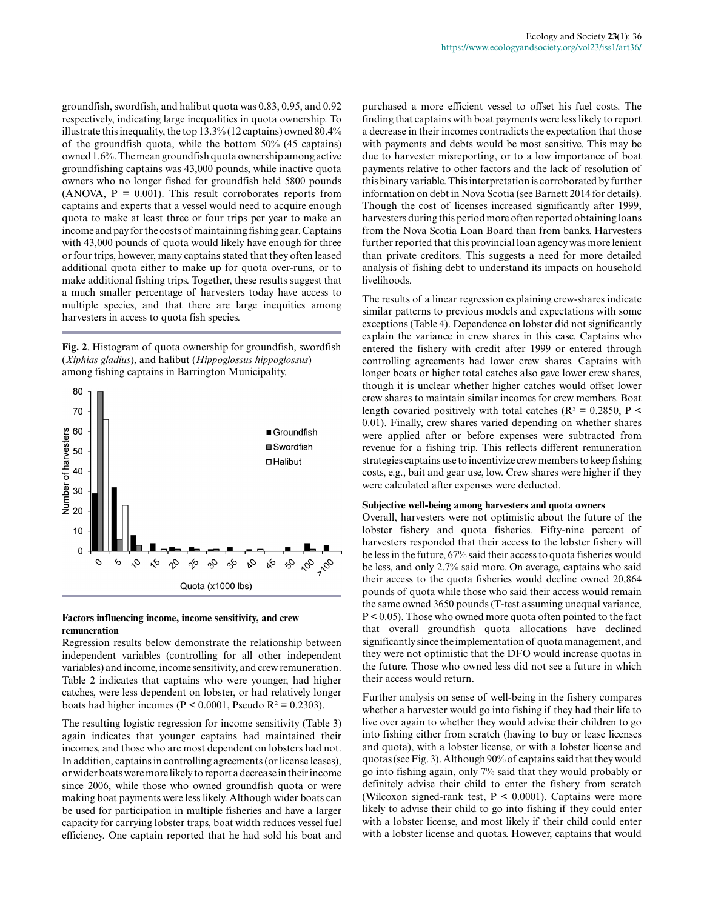groundfish, swordfish, and halibut quota was 0.83, 0.95, and 0.92 respectively, indicating large inequalities in quota ownership. To illustrate this inequality, the top 13.3% (12 captains) owned 80.4% of the groundfish quota, while the bottom 50% (45 captains) owned 1.6%. The mean groundfish quota ownership among active groundfishing captains was 43,000 pounds, while inactive quota owners who no longer fished for groundfish held 5800 pounds (ANOVA, $P = 0.001$). This result corroborates reports from captains and experts that a vessel would need to acquire enough quota to make at least three or four trips per year to make an income and pay for the costs of maintaining fishing gear. Captains with 43,000 pounds of quota would likely have enough for three or four trips, however, many captains stated that they often leased additional quota either to make up for quota over-runs, or to make additional fishing trips. Together, these results suggest that a much smaller percentage of harvesters today have access to multiple species, and that there are large inequities among harvesters in access to quota fish species.

**Fig. 2**. Histogram of quota ownership for groundfish, swordfish (*Xiphias gladius*), and halibut (*Hippoglossus hippoglossus*) among fishing captains in Barrington Municipality.

### Factors influencing income, income sensitivity, and crew remuneration

Regression results below demonstrate the relationship between independent variables (controlling for all other independent variables) and income, income sensitivity, and crew remuneration. Table 2 indicates that captains who were younger, had higher catches, were less dependent on lobster, or had relatively longer boats had higher incomes ($P < 0.0001$, Pseudo $R^2 = 0.2303$).

The resulting logistic regression for income sensitivity (Table 3) again indicates that younger captains had maintained their incomes, and those who are most dependent on lobsters had not. In addition, captains in controlling agreements (or license leases), or wider boats were more likely to report a decrease in their income since 2006, while those who owned groundfish quota or were making boat payments were less likely. Although wider boats can be used for participation in multiple fisheries and have a larger capacity for carrying lobster traps, boat width reduces vessel fuel efficiency. One captain reported that he had sold his boat and purchased a more efficient vessel to offset his fuel costs. The finding that captains with boat payments were less likely to report a decrease in their incomes contradicts the expectation that those with payments and debts would be most sensitive. This may be due to harvester misreporting, or to a low importance of boat payments relative to other factors and the lack of resolution of this binary variable. This interpretation is corroborated by further information on debt in Nova Scotia (see Barnett 2014 for details). Though the cost of licenses increased significantly after 1999, harvesters during this period more often reported obtaining loans from the Nova Scotia Loan Board than from banks. Harvesters further reported that this provincial loan agency was more lenient than private creditors. This suggests a need for more detailed analysis of fishing debt to understand its impacts on household livelihoods.

The results of a linear regression explaining crew-shares indicate similar patterns to previous models and expectations with some exceptions (Table 4). Dependence on lobster did not significantly explain the variance in crew shares in this case. Captains who entered the fishery with credit after 1999 or entered through controlling agreements had lower crew shares. Captains with longer boats or higher total catches also gave lower crew shares, though it is unclear whether higher catches would offset lower crew shares to maintain similar incomes for crew members. Boat length covaried positively with total catches ($R^2 = 0.2850$, $P < 0.01$). Finally, crew shares varied depending on whether shares were applied after or before expenses were subtracted from revenue for a fishing trip. This reflects different remuneration strategies captains use to incentivize crew members to keep fishing costs, e.g., bait and gear use, low. Crew shares were higher if they were calculated after expenses were deducted.

### Subjective well-being among harvesters and quota owners

Overall, harvesters were not optimistic about the future of the lobster fishery and quota fisheries. Fifty-nine percent of harvesters responded that their access to the lobster fishery will be less in the future, 67% said their access to quota fisheries would be less, and only 2.7% said more. On average, captains who said their access to the quota fisheries would decline owned 20,864 pounds of quota while those who said their access would remain the same owned 3650 pounds (T-test assuming unequal variance, $P < 0.05$). Those who owned more quota often pointed to the fact that overall groundfish quota allocations have declined significantly since the implementation of quota management, and they were not optimistic that the DFO would increase quotas in the future. Those who owned less did not see a future in which their access would return.

Further analysis on sense of well-being in the fishery compares whether a harvester would go into fishing if they had their life to live over again to whether they would advise their children to go into fishing either from scratch (having to buy or lease licenses and quota), with a lobster license, or with a lobster license and quotas (see Fig. 3). Although 90% of captains said that they would go into fishing again, only 7% said that they would probably or definitely advise their child to enter the fishery from scratch (Wilcoxon signed-rank test, $P < 0.0001$). Captains were more likely to advise their child to go into fishing if they could enter with a lobster license, and most likely if their child could enter with a lobster license and quotas. However, captains that would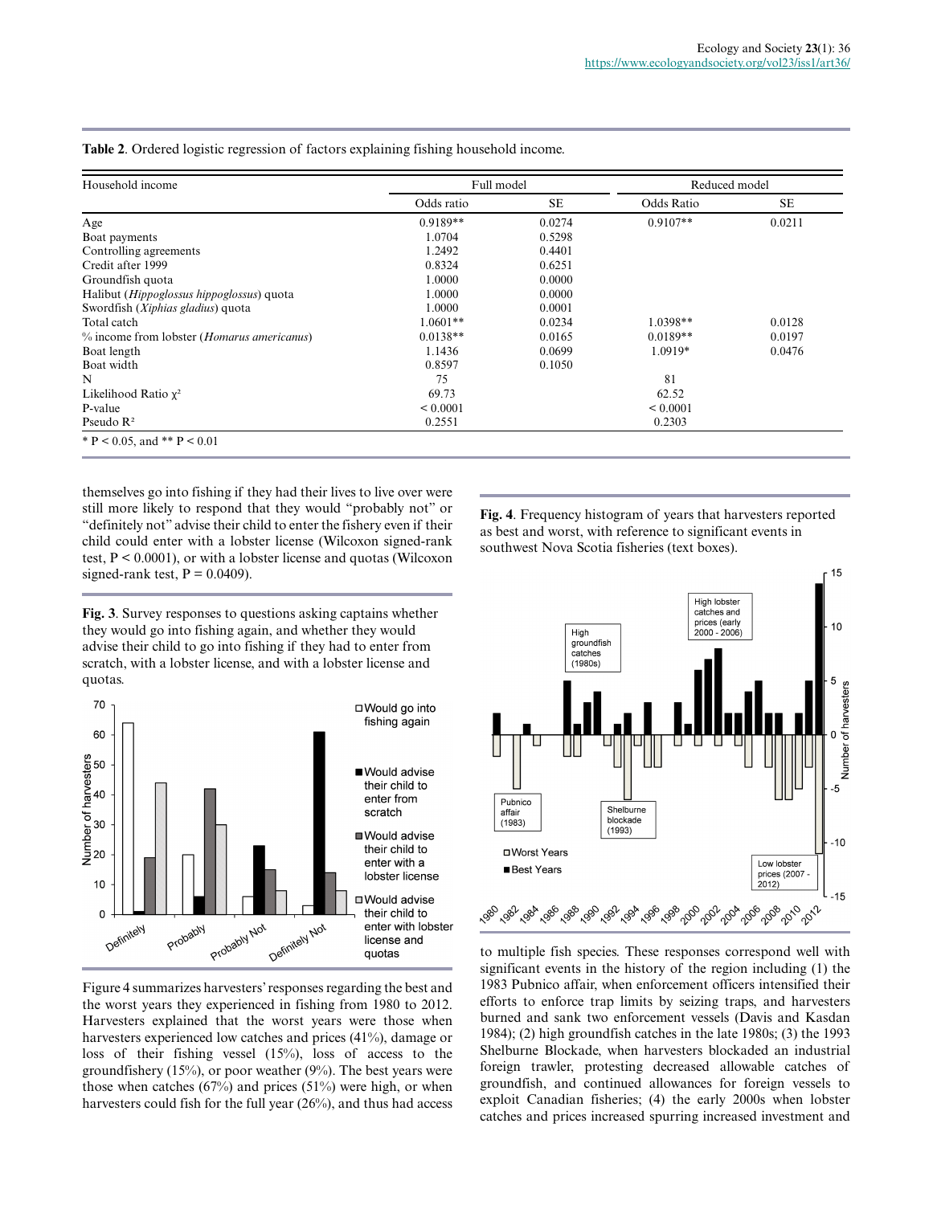**Table 2**. Ordered logistic regression of factors explaining fishing household income.

| Household income | Full model | | Reduced model | |
|---|---|---|---|---|
| | Odds ratio | SE | Odds Ratio | SE |
| Age | 0.9189** | 0.0274 | 0.9107** | 0.0211 |
| Boat payments | 1.0704 | 0.5298 | | |
| Controlling agreements | 1.2492 | 0.4401 | | |
| Credit after 1999 | 0.8324 | 0.6251 | | |
| Groundfish quota | 1.0000 | 0.0000 | | |
| Halibut (*Hippoglossus hippoglossus*) quota | 1.0000 | 0.0000 | | |
| Swordfish (*Xiphias gladius*) quota | 1.0000 | 0.0001 | | |
| Total catch | 1.0601** | 0.0234 | 1.0398** | 0.0128 |
| % income from lobster (*Homarus americanus*) | 0.0138** | 0.0165 | 0.0189** | 0.0197 |
| Boat length | 1.1436 | 0.0699 | 1.0919* | 0.0476 |
| Boat width | 0.8597 | 0.1050 | | |
| N | 75 | | 81 | |
| Likelihood Ratio $\chi^2$ | 69.73 | | 62.52 | |
| P-value | < 0.0001 | | < 0.0001 | |
| Pseudo $R^2$ | 0.2551 | | 0.2303 | |

\* P < 0.05, and ** P < 0.01

themselves go into fishing if they had their lives to live over were still more likely to respond that they would "probably not" or "definitely not" advise their child to enter the fishery even if their child could enter with a lobster license (Wilcoxon signed-rank test, P < 0.0001), or with a lobster license and quotas (Wilcoxon signed-rank test, P = 0.0409).

**Fig. 3**. Survey responses to questions asking captains whether they would go into fishing again, and whether they would advise their child to go into fishing if they had to enter from scratch, with a lobster license, and with a lobster license and quotas.

Figure 4 summarizes harvesters' responses regarding the best and the worst years they experienced in fishing from 1980 to 2012. Harvesters explained that the worst years were those when harvesters experienced low catches and prices (41%), damage or loss of their fishing vessel (15%), loss of access to the groundfishery (15%), or poor weather (9%). The best years were those when catches (67%) and prices (51%) were high, or when harvesters could fish for the full year (26%), and thus had access to multiple fish species. These responses correspond well with significant events in the history of the region including (1) the 1983 Pubnico affair, when enforcement officers intensified their efforts to enforce trap limits by seizing traps, and harvesters burned and sank two enforcement vessels (Davis and Kasdan 1984); (2) high groundfish catches in the late 1980s; (3) the 1993 Shelburne Blockade, when harvesters blockaded an industrial foreign trawler, protesting decreased allowable catches of groundfish, and continued allowances for foreign vessels to exploit Canadian fisheries; (4) the early 2000s when lobster catches and prices increased spurring increased investment and

**Fig. 4**. Frequency histogram of years that harvesters reported as best and worst, with reference to significant events in southwest Nova Scotia fisheries (text boxes).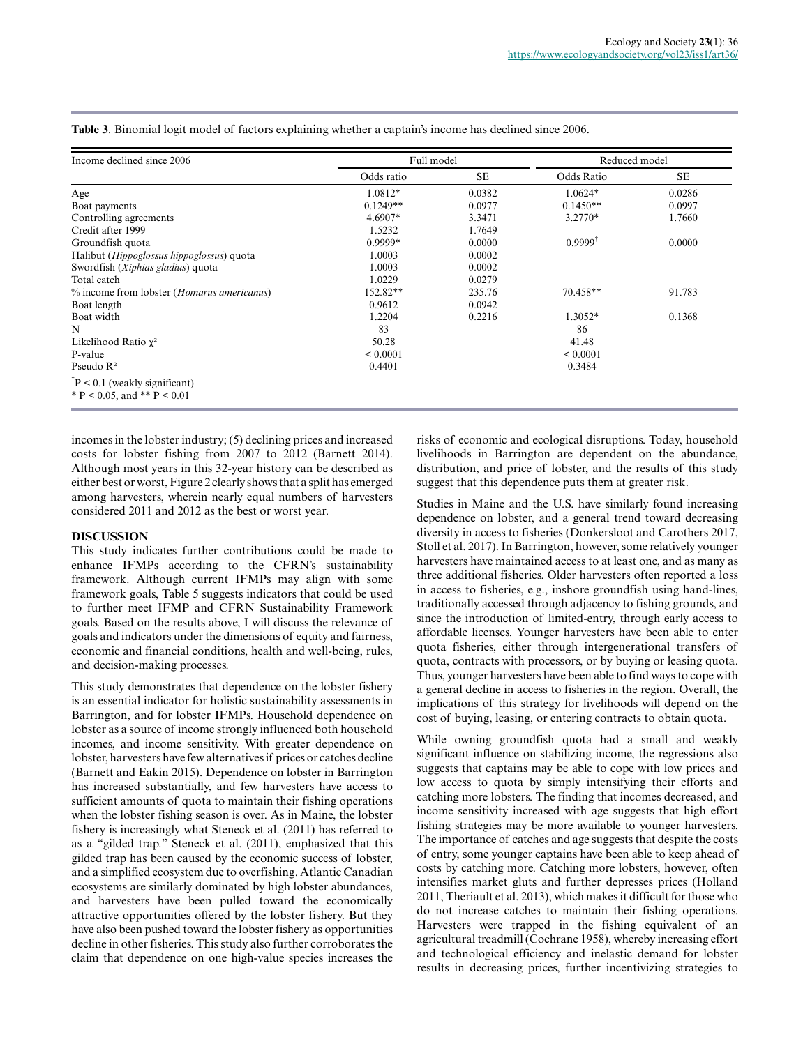**Table 3**. Binomial logit model of factors explaining whether a captain's income has declined since 2006.

| Income declined since 2006 | Full model | | Reduced model | |
|---|---|---|---|---|
| | Odds ratio | SE | Odds Ratio | SE |
| Age | 1.0812* | 0.0382 | 1.0624* | 0.0286 |
| Boat payments | 0.1249** | 0.0977 | 0.1450** | 0.0997 |
| Controlling agreements | 4.6907* | 3.3471 | 3.2770* | 1.7660 |
| Credit after 1999 | 1.5232 | 1.7649 | | |
| Groundfish quota | 0.9999* | 0.0000 | 0.9999[†] | 0.0000 |
| Halibut (*Hippoglossus hippoglossus*) quota | 1.0003 | 0.0002 | | |
| Swordfish (*Xiphias gladius*) quota | 1.0003 | 0.0002 | | |
| Total catch | 1.0229 | 0.0279 | | |
| % income from lobster (*Homarus americanus*) | 152.82** | 235.76 | 70.458** | 91.783 |
| Boat length | 0.9612 | 0.0942 | | |
| Boat width | 1.2204 | 0.2216 | 1.3052* | 0.1368 |
| N | 83 | | 86 | |
| Likelihood Ratio $\chi^2$ | 50.28 | | 41.48 | |
| P-value | < 0.0001 | | < 0.0001 | |
| Pseudo $R^2$ | 0.4401 | | 0.3484 | |

[†] $P < 0.1$ (weakly significant)
* $P < 0.05$, and ** $P < 0.01$

incomes in the lobster industry; (5) declining prices and increased costs for lobster fishing from 2007 to 2012 (Barnett 2014). Although most years in this 32-year history can be described as either best or worst, Figure 2 clearly shows that a split has emerged among harvesters, wherein nearly equal numbers of harvesters considered 2011 and 2012 as the best or worst year.

## DISCUSSION

This study indicates further contributions could be made to enhance IFMPs according to the CFRN's sustainability framework. Although current IFMPs may align with some framework goals, Table 5 suggests indicators that could be used to further meet IFMP and CFRN Sustainability Framework goals. Based on the results above, I will discuss the relevance of goals and indicators under the dimensions of equity and fairness, economic and financial conditions, health and well-being, rules, and decision-making processes.

This study demonstrates that dependence on the lobster fishery is an essential indicator for holistic sustainability assessments in Barrington, and for lobster IFMPs. Household dependence on lobster as a source of income strongly influenced both household incomes, and income sensitivity. With greater dependence on lobster, harvesters have few alternatives if prices or catches decline (Barnett and Eakin 2015). Dependence on lobster in Barrington has increased substantially, and few harvesters have access to sufficient amounts of quota to maintain their fishing operations when the lobster fishing season is over. As in Maine, the lobster fishery is increasingly what Steneck et al. (2011) has referred to as a "gilded trap." Steneck et al. (2011), emphasized that this gilded trap has been caused by the economic success of lobster, and a simplified ecosystem due to overfishing. Atlantic Canadian ecosystems are similarly dominated by high lobster abundances, and harvesters have been pulled toward the economically attractive opportunities offered by the lobster fishery. But they have also been pushed toward the lobster fishery as opportunities decline in other fisheries. This study also further corroborates the claim that dependence on one high-value species increases the risks of economic and ecological disruptions. Today, household livelihoods in Barrington are dependent on the abundance, distribution, and price of lobster, and the results of this study suggest that this dependence puts them at greater risk.

Studies in Maine and the U.S. have similarly found increasing dependence on lobster, and a general trend toward decreasing diversity in access to fisheries (Donkersloot and Carothers 2017, Stoll et al. 2017). In Barrington, however, some relatively younger harvesters have maintained access to at least one, and as many as three additional fisheries. Older harvesters often reported a loss in access to fisheries, e.g., inshore groundfish using hand-lines, traditionally accessed through adjacency to fishing grounds, and since the introduction of limited-entry, through early access to affordable licenses. Younger harvesters have been able to enter quota fisheries, either through intergenerational transfers of quota, contracts with processors, or by buying or leasing quota. Thus, younger harvesters have been able to find ways to cope with a general decline in access to fisheries in the region. Overall, the implications of this strategy for livelihoods will depend on the cost of buying, leasing, or entering contracts to obtain quota.

While owning groundfish quota had a small and weakly significant influence on stabilizing income, the regressions also suggests that captains may be able to cope with low prices and low access to quota by simply intensifying their efforts and catching more lobsters. The finding that incomes decreased, and income sensitivity increased with age suggests that high effort fishing strategies may be more available to younger harvesters. The importance of catches and age suggests that despite the costs of entry, some younger captains have been able to keep ahead of costs by catching more. Catching more lobsters, however, often intensifies market gluts and further depresses prices (Holland 2011, Theriault et al. 2013), which makes it difficult for those who do not increase catches to maintain their fishing operations. Harvesters were trapped in the fishing equivalent of an agricultural treadmill (Cochrane 1958), whereby increasing effort and technological efficiency and inelastic demand for lobster results in decreasing prices, further incentivizing strategies to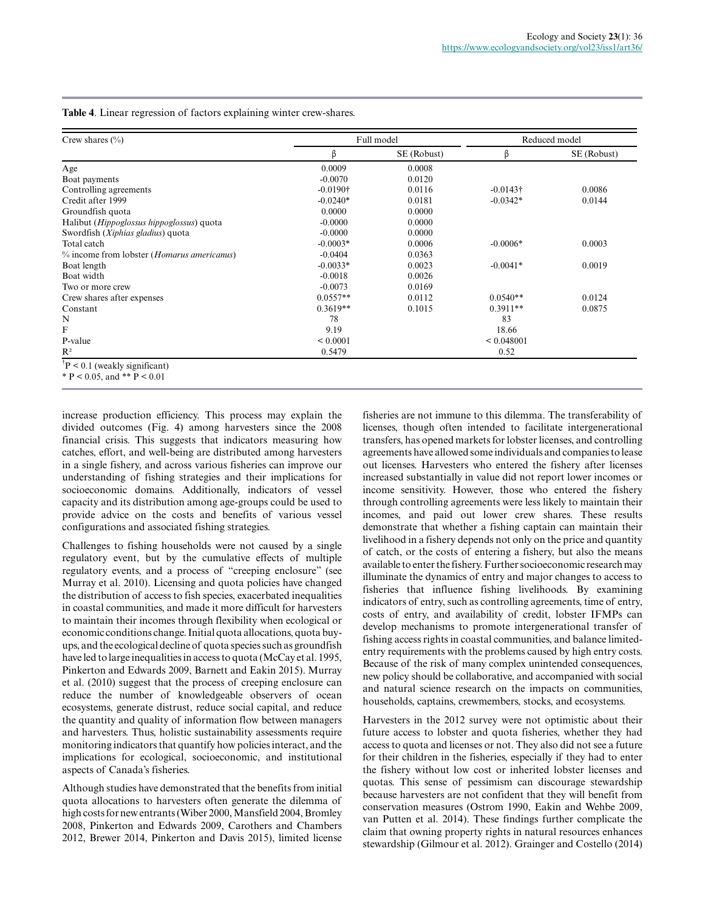**Table 4**. Linear regression of factors explaining winter crew-shares.

| Crew shares (%) | Full model | | Reduced model | |
|---|---|---|---|---|
| | β | SE (Robust) | β | SE (Robust) |
| Age | 0.0009 | 0.0008 | | |
| Boat payments | -0.0070 | 0.0120 | | |
| Controlling agreements | -0.0190† | 0.0116 | -0.0143† | 0.0086 |
| Credit after 1999 | -0.0240* | 0.0181 | -0.0342* | 0.0144 |
| Groundfish quota | 0.0000 | 0.0000 | | |
| Halibut (*Hippoglossus hippoglossus*) quota | -0.0000 | 0.0000 | | |
| Swordfish (*Xiphias gladius*) quota | -0.0000 | 0.0000 | | |
| Total catch | -0.0003* | 0.0006 | -0.0006* | 0.0003 |
| % income from lobster (*Homarus americanus*) | -0.0404 | 0.0363 | | |
| Boat length | -0.0033* | 0.0023 | -0.0041* | 0.0019 |
| Boat width | -0.0018 | 0.0026 | | |
| Two or more crew | -0.0073 | 0.0169 | | |
| Crew shares after expenses | 0.0557** | 0.0112 | 0.0540** | 0.0124 |
| Constant | 0.3619** | 0.1015 | 0.3911** | 0.0875 |
| N | 78 | | 83 | |
| F | 9.19 | | 18.66 | |
| P-value | < 0.0001 | | < 0.048001 | |
| $R^2$ | 0.5479 | | 0.52 | |

†P < 0.1 (weakly significant)
* P < 0.05, and ** P < 0.01

increase production efficiency. This process may explain the divided outcomes (Fig. 4) among harvesters since the 2008 financial crisis. This suggests that indicators measuring how catches, effort, and well-being are distributed among harvesters in a single fishery, and across various fisheries can improve our understanding of fishing strategies and their implications for socioeconomic domains. Additionally, indicators of vessel capacity and its distribution among age-groups could be used to provide advice on the costs and benefits of various vessel configurations and associated fishing strategies.

Challenges to fishing households were not caused by a single regulatory event, but by the cumulative effects of multiple regulatory events, and a process of "creeping enclosure" (see Murray et al. 2010). Licensing and quota policies have changed the distribution of access to fish species, exacerbated inequalities in coastal communities, and made it more difficult for harvesters to maintain their incomes through flexibility when ecological or economic conditions change. Initial quota allocations, quota buy-ups, and the ecological decline of quota species such as groundfish have led to large inequalities in access to quota (McCay et al. 1995, Pinkerton and Edwards 2009, Barnett and Eakin 2015). Murray et al. (2010) suggest that the process of creeping enclosure can reduce the number of knowledgeable observers of ocean ecosystems, generate distrust, reduce social capital, and reduce the quantity and quality of information flow between managers and harvesters. Thus, holistic sustainability assessments require monitoring indicators that quantify how policies interact, and the implications for ecological, socioeconomic, and institutional aspects of Canada's fisheries.

Although studies have demonstrated that the benefits from initial quota allocations to harvesters often generate the dilemma of high costs for new entrants (Wiber 2000, Mansfield 2004, Bromley 2008, Pinkerton and Edwards 2009, Carothers and Chambers 2012, Brewer 2014, Pinkerton and Davis 2015), limited license fisheries are not immune to this dilemma. The transferability of licenses, though often intended to facilitate intergenerational transfers, has opened markets for lobster licenses, and controlling agreements have allowed some individuals and companies to lease out licenses. Harvesters who entered the fishery after licenses increased substantially in value did not report lower incomes or income sensitivity. However, those who entered the fishery through controlling agreements were less likely to maintain their incomes, and paid out lower crew shares. These results demonstrate that whether a fishing captain can maintain their livelihood in a fishery depends not only on the price and quantity of catch, or the costs of entering a fishery, but also the means available to enter the fishery. Further socioeconomic research may illuminate the dynamics of entry and major changes to access to fisheries that influence fishing livelihoods. By examining indicators of entry, such as controlling agreements, time of entry, costs of entry, and availability of credit, lobster IFMPs can develop mechanisms to promote intergenerational transfer of fishing access rights in coastal communities, and balance limited-entry requirements with the problems caused by high entry costs. Because of the risk of many complex unintended consequences, new policy should be collaborative, and accompanied with social and natural science research on the impacts on communities, households, captains, crewmembers, stocks, and ecosystems.

Harvesters in the 2012 survey were not optimistic about their future access to lobster and quota fisheries, whether they had access to quota and licenses or not. They also did not see a future for their children in the fisheries, especially if they had to enter the fishery without low cost or inherited lobster licenses and quotas. This sense of pessimism can discourage stewardship because harvesters are not confident that they will benefit from conservation measures (Ostrom 1990, Eakin and Wehbe 2009, van Putten et al. 2014). These findings further complicate the claim that owning property rights in natural resources enhances stewardship (Gilmour et al. 2012). Grainger and Costello (2014)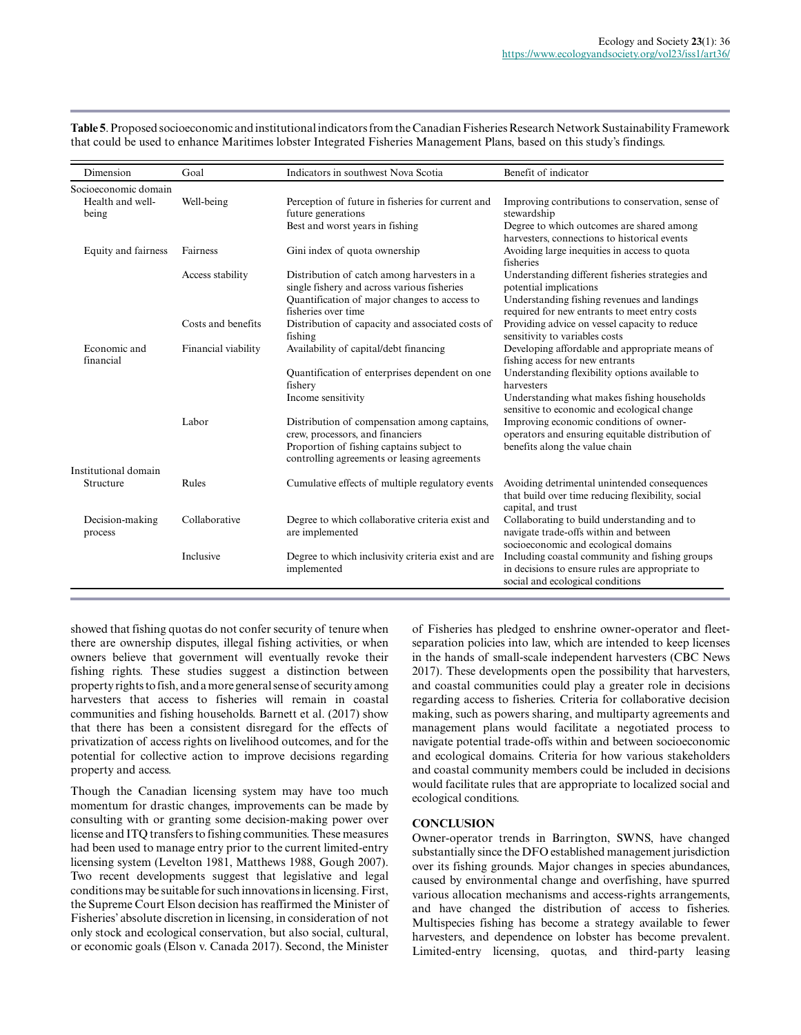**Table 5**. Proposed socioeconomic and institutional indicators from the Canadian Fisheries Research Network Sustainability Framework that could be used to enhance Maritimes lobster Integrated Fisheries Management Plans, based on this study's findings.

| Dimension | Goal | Indicators in southwest Nova Scotia | Benefit of indicator |
|---|---|---|---|
| Socioeconomic domain | | | |
| Health and well-being | Well-being | Perception of future in fisheries for current and future generations | Improving contributions to conservation, sense of stewardship |
| | | Best and worst years in fishing | Degree to which outcomes are shared among harvesters, connections to historical events |
| Equity and fairness | Fairness | Gini index of quota ownership | Avoiding large inequities in access to quota fisheries |
| | Access stability | Distribution of catch among harvesters in a single fishery and across various fisheries | Understanding different fisheries strategies and potential implications |
| | | Quantification of major changes to access to fisheries over time | Understanding fishing revenues and landings required for new entrants to meet entry costs |
| | Costs and benefits | Distribution of capacity and associated costs of fishing | Providing advice on vessel capacity to reduce sensitivity to variables costs |
| Economic and financial | Financial viability | Availability of capital/debt financing | Developing affordable and appropriate means of fishing access for new entrants |
| | | Quantification of enterprises dependent on one fishery | Understanding flexibility options available to harvesters |
| | | Income sensitivity | Understanding what makes fishing households sensitive to economic and ecological change |
| | Labor | Distribution of compensation among captains, crew, processors, and financiers<br>Proportion of fishing captains subject to controlling agreements or leasing agreements | Improving economic conditions of owner-operators and ensuring equitable distribution of benefits along the value chain |
| Institutional domain | | | |
| Structure | Rules | Cumulative effects of multiple regulatory events | Avoiding detrimental unintended consequences that build over time reducing flexibility, social capital, and trust |
| Decision-making process | Collaborative | Degree to which collaborative criteria exist and are implemented | Collaborating to build understanding and to navigate trade-offs within and between socioeconomic and ecological domains |
| | Inclusive | Degree to which inclusivity criteria exist and are implemented | Including coastal community and fishing groups in decisions to ensure rules are appropriate to social and ecological conditions |

showed that fishing quotas do not confer security of tenure when there are ownership disputes, illegal fishing activities, or when owners believe that government will eventually revoke their fishing rights. These studies suggest a distinction between property rights to fish, and a more general sense of security among harvesters that access to fisheries will remain in coastal communities and fishing households. Barnett et al. (2017) show that there has been a consistent disregard for the effects of privatization of access rights on livelihood outcomes, and for the potential for collective action to improve decisions regarding property and access.

Though the Canadian licensing system may have too much momentum for drastic changes, improvements can be made by consulting with or granting some decision-making power over license and ITQ transfers to fishing communities. These measures had been used to manage entry prior to the current limited-entry licensing system (Levelton 1981, Matthews 1988, Gough 2007). Two recent developments suggest that legislative and legal conditions may be suitable for such innovations in licensing. First, the Supreme Court Elson decision has reaffirmed the Minister of Fisheries' absolute discretion in licensing, in consideration of not only stock and ecological conservation, but also social, cultural, or economic goals (Elson v. Canada 2017). Second, the Minister of Fisheries has pledged to enshrine owner-operator and fleet-separation policies into law, which are intended to keep licenses in the hands of small-scale independent harvesters (CBC News 2017). These developments open the possibility that harvesters, and coastal communities could play a greater role in decisions regarding access to fisheries. Criteria for collaborative decision making, such as powers sharing, and multiparty agreements and management plans would facilitate a negotiated process to navigate potential trade-offs within and between socioeconomic and ecological domains. Criteria for how various stakeholders and coastal community members could be included in decisions would facilitate rules that are appropriate to localized social and ecological conditions.

## CONCLUSION

Owner-operator trends in Barrington, SWNS, have changed substantially since the DFO established management jurisdiction over its fishing grounds. Major changes in species abundances, caused by environmental change and overfishing, have spurred various allocation mechanisms and access-rights arrangements, and have changed the distribution of access to fisheries. Multispecies fishing has become a strategy available to fewer harvesters, and dependence on lobster has become prevalent. Limited-entry licensing, quotas, and third-party leasing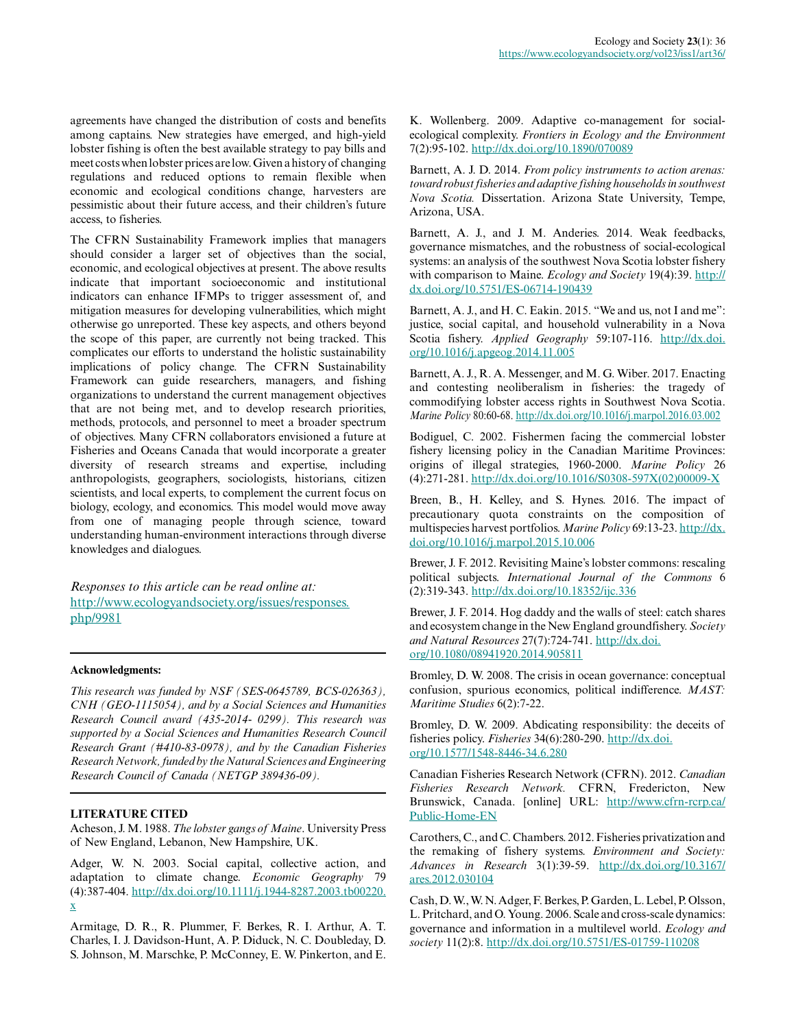agreements have changed the distribution of costs and benefits among captains. New strategies have emerged, and high-yield lobster fishing is often the best available strategy to pay bills and meet costs when lobster prices are low. Given a history of changing regulations and reduced options to remain flexible when economic and ecological conditions change, harvesters are pessimistic about their future access, and their children's future access, to fisheries.

The CFRN Sustainability Framework implies that managers should consider a larger set of objectives than the social, economic, and ecological objectives at present. The above results indicate that important socioeconomic and institutional indicators can enhance IFMPs to trigger assessment of, and mitigation measures for developing vulnerabilities, which might otherwise go unreported. These key aspects, and others beyond the scope of this paper, are currently not being tracked. This complicates our efforts to understand the holistic sustainability implications of policy change. The CFRN Sustainability Framework can guide researchers, managers, and fishing organizations to understand the current management objectives that are not being met, and to develop research priorities, methods, protocols, and personnel to meet a broader spectrum of objectives. Many CFRN collaborators envisioned a future at Fisheries and Oceans Canada that would incorporate a greater diversity of research streams and expertise, including anthropologists, geographers, sociologists, historians, citizen scientists, and local experts, to complement the current focus on biology, ecology, and economics. This model would move away from one of managing people through science, toward understanding human-environment interactions through diverse knowledges and dialogues.

*Responses to this article can be read online at:*
http://www.ecologyandsociety.org/issues/responses.php/9981

**Acknowledgments:**

*This research was funded by NSF (SES-0645789, BCS-026363), CNH (GEO-1115054), and by a Social Sciences and Humanities Research Council award (435-2014- 0299). This research was supported by a Social Sciences and Humanities Research Council Research Grant (#410-83-0978), and by the Canadian Fisheries Research Network, funded by the Natural Sciences and Engineering Research Council of Canada (NETGP 389436-09).*

## LITERATURE CITED

Acheson, J. M. 1988. *The lobster gangs of Maine*. University Press of New England, Lebanon, New Hampshire, UK.

Adger, W. N. 2003. Social capital, collective action, and adaptation to climate change. *Economic Geography* 79 (4):387-404. http://dx.doi.org/10.1111/j.1944-8287.2003.tb00220.x

Armitage, D. R., R. Plummer, F. Berkes, R. I. Arthur, A. T. Charles, I. J. Davidson-Hunt, A. P. Diduck, N. C. Doubleday, D. S. Johnson, M. Marschke, P. McConney, E. W. Pinkerton, and E. K. Wollenberg. 2009. Adaptive co-management for social-ecological complexity. *Frontiers in Ecology and the Environment* 7(2):95-102. http://dx.doi.org/10.1890/070089

Barnett, A. J. D. 2014. *From policy instruments to action arenas: toward robust fisheries and adaptive fishing households in southwest Nova Scotia.* Dissertation. Arizona State University, Tempe, Arizona, USA.

Barnett, A. J., and J. M. Anderies. 2014. Weak feedbacks, governance mismatches, and the robustness of social-ecological systems: an analysis of the southwest Nova Scotia lobster fishery with comparison to Maine. *Ecology and Society* 19(4):39. http://dx.doi.org/10.5751/ES-06714-190439

Barnett, A. J., and H. C. Eakin. 2015. "We and us, not I and me": justice, social capital, and household vulnerability in a Nova Scotia fishery. *Applied Geography* 59:107-116. http://dx.doi.org/10.1016/j.apgeog.2014.11.005

Barnett, A. J., R. A. Messenger, and M. G. Wiber. 2017. Enacting and contesting neoliberalism in fisheries: the tragedy of commodifying lobster access rights in Southwest Nova Scotia. *Marine Policy* 80:60-68. http://dx.doi.org/10.1016/j.marpol.2016.03.002

Bodiguel, C. 2002. Fishermen facing the commercial lobster fishery licensing policy in the Canadian Maritime Provinces: origins of illegal strategies, 1960-2000. *Marine Policy* 26 (4):271-281. http://dx.doi.org/10.1016/S0308-597X(02)00009-X

Breen, B., H. Kelley, and S. Hynes. 2016. The impact of precautionary quota constraints on the composition of multispecies harvest portfolios. *Marine Policy* 69:13-23. http://dx.doi.org/10.1016/j.marpol.2015.10.006

Brewer, J. F. 2012. Revisiting Maine's lobster commons: rescaling political subjects. *International Journal of the Commons* 6 (2):319-343. http://dx.doi.org/10.18352/ijc.336

Brewer, J. F. 2014. Hog daddy and the walls of steel: catch shares and ecosystem change in the New England groundfishery. *Society and Natural Resources* 27(7):724-741. http://dx.doi.org/10.1080/08941920.2014.905811

Bromley, D. W. 2008. The crisis in ocean governance: conceptual confusion, spurious economics, political indifference. *MAST: Maritime Studies* 6(2):7-22.

Bromley, D. W. 2009. Abdicating responsibility: the deceits of fisheries policy. *Fisheries* 34(6):280-290. http://dx.doi.org/10.1577/1548-8446-34.6.280

Canadian Fisheries Research Network (CFRN). 2012. *Canadian Fisheries Research Network.* CFRN, Fredericton, New Brunswick, Canada. [online] URL: http://www.cfrn-rcrp.ca/Public-Home-EN

Carothers, C., and C. Chambers. 2012. Fisheries privatization and the remaking of fishery systems. *Environment and Society: Advances in Research* 3(1):39-59. http://dx.doi.org/10.3167/ares.2012.030104

Cash, D. W., W. N. Adger, F. Berkes, P. Garden, L. Lebel, P. Olsson, L. Pritchard, and O. Young. 2006. Scale and cross-scale dynamics: governance and information in a multilevel world. *Ecology and society* 11(2):8. http://dx.doi.org/10.5751/ES-01759-110208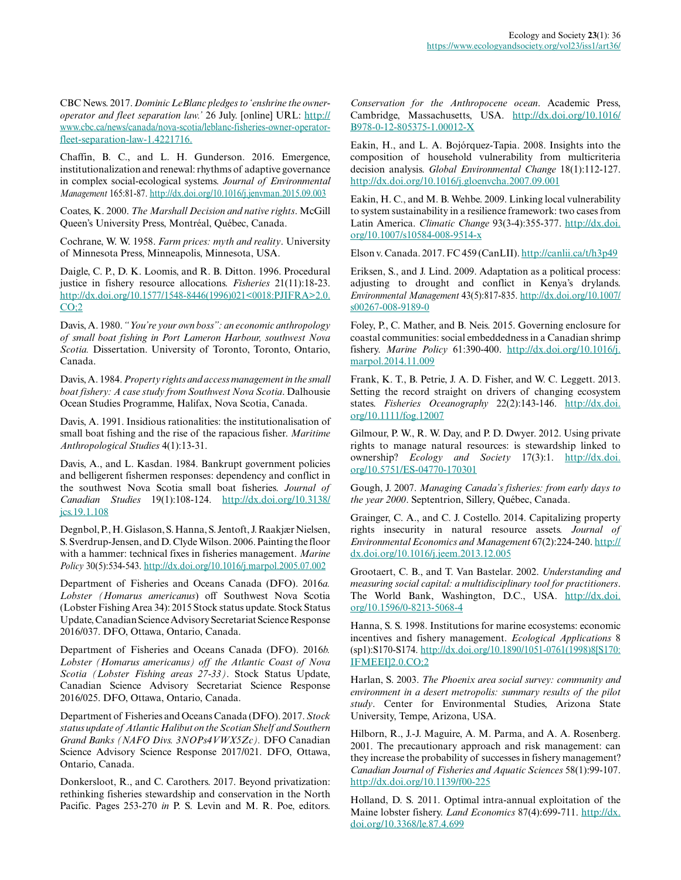CBC News. 2017. *Dominic LeBlanc pledges to 'enshrine the owner-operator and fleet separation law.'* 26 July. [online] URL: http://www.cbc.ca/news/canada/nova-scotia/leblanc-fisheries-owner-operator-fleet-separation-law-1.4221716.

Chaffin, B. C., and L. H. Gunderson. 2016. Emergence, institutionalization and renewal: rhythms of adaptive governance in complex social-ecological systems. *Journal of Environmental Management* 165:81-87. http://dx.doi.org/10.1016/j.jenvman.2015.09.003

Coates, K. 2000. *The Marshall Decision and native rights*. McGill Queen's University Press, Montréal, Québec, Canada.

Cochrane, W. W. 1958. *Farm prices: myth and reality*. University of Minnesota Press, Minneapolis, Minnesota, USA.

Daigle, C. P., D. K. Loomis, and R. B. Ditton. 1996. Procedural justice in fishery resource allocations. *Fisheries* 21(11):18-23. http://dx.doi.org/10.1577/1548-8446(1996)021<0018:PJIFRA>2.0.CO;2

Davis, A. 1980. *"You're your own boss": an economic anthropology of small boat fishing in Port Lameron Harbour, southwest Nova Scotia.* Dissertation. University of Toronto, Toronto, Ontario, Canada.

Davis, A. 1984. *Property rights and access management in the small boat fishery: A case study from Southwest Nova Scotia*. Dalhousie Ocean Studies Programme, Halifax, Nova Scotia, Canada.

Davis, A. 1991. Insidious rationalities: the institutionalisation of small boat fishing and the rise of the rapacious fisher. *Maritime Anthropological Studies* 4(1):13-31.

Davis, A., and L. Kasdan. 1984. Bankrupt government policies and belligerent fishermen responses: dependency and conflict in the southwest Nova Scotia small boat fisheries. *Journal of Canadian Studies* 19(1):108-124. http://dx.doi.org/10.3138/jcs.19.1.108

Degnbol, P., H. Gislason, S. Hanna, S. Jentoft, J. Raakjær Nielsen, S. Sverdrup-Jensen, and D. Clyde Wilson. 2006. Painting the floor with a hammer: technical fixes in fisheries management. *Marine Policy* 30(5):534-543. http://dx.doi.org/10.1016/j.marpol.2005.07.002

Department of Fisheries and Oceans Canada (DFO). 2016*a*. *Lobster (Homarus americanus*) off Southwest Nova Scotia (Lobster Fishing Area 34): 2015 Stock status update. Stock Status Update, Canadian Science Advisory Secretariat Science Response 2016/037. DFO, Ottawa, Ontario, Canada.

Department of Fisheries and Oceans Canada (DFO). 2016*b*. *Lobster (Homarus americanus) off the Atlantic Coast of Nova Scotia (Lobster Fishing areas 27-33)*. Stock Status Update, Canadian Science Advisory Secretariat Science Response 2016/025. DFO, Ottawa, Ontario, Canada.

Department of Fisheries and Oceans Canada (DFO). 2017. *Stock status update of Atlantic Halibut on the Scotian Shelf and Southern Grand Banks (NAFO Divs. 3NOPs4VWX5Zc).* DFO Canadian Science Advisory Science Response 2017/021. DFO, Ottawa, Ontario, Canada.

Donkersloot, R., and C. Carothers. 2017. Beyond privatization: rethinking fisheries stewardship and conservation in the North Pacific. Pages 253-270 *in* P. S. Levin and M. R. Poe, editors. *Conservation for the Anthropocene ocean*. Academic Press, Cambridge, Massachusetts, USA. http://dx.doi.org/10.1016/B978-0-12-805375-1.00012-X

Eakin, H., and L. A. Bojórquez-Tapia. 2008. Insights into the composition of household vulnerability from multicriteria decision analysis. *Global Environmental Change* 18(1):112-127. http://dx.doi.org/10.1016/j.gloenvcha.2007.09.001

Eakin, H. C., and M. B. Wehbe. 2009. Linking local vulnerability to system sustainability in a resilience framework: two cases from Latin America. *Climatic Change* 93(3-4):355-377. http://dx.doi.org/10.1007/s10584-008-9514-x

Elson v. Canada. 2017. FC 459 (CanLII). http://canlii.ca/t/h3p49

Eriksen, S., and J. Lind. 2009. Adaptation as a political process: adjusting to drought and conflict in Kenya's drylands. *Environmental Management* 43(5):817-835. http://dx.doi.org/10.1007/s00267-008-9189-0

Foley, P., C. Mather, and B. Neis. 2015. Governing enclosure for coastal communities: social embeddedness in a Canadian shrimp fishery. *Marine Policy* 61:390-400. http://dx.doi.org/10.1016/j.marpol.2014.11.009

Frank, K. T., B. Petrie, J. A. D. Fisher, and W. C. Leggett. 2013. Setting the record straight on drivers of changing ecosystem states. *Fisheries Oceanography* 22(2):143-146. http://dx.doi.org/10.1111/fog.12007

Gilmour, P. W., R. W. Day, and P. D. Dwyer. 2012. Using private rights to manage natural resources: is stewardship linked to ownership? *Ecology and Society* 17(3):1. http://dx.doi.org/10.5751/ES-04770-170301

Gough, J. 2007. *Managing Canada's fisheries: from early days to the year 2000*. Septentrion, Sillery, Québec, Canada.

Grainger, C. A., and C. J. Costello. 2014. Capitalizing property rights insecurity in natural resource assets. *Journal of Environmental Economics and Management* 67(2):224-240. http://dx.doi.org/10.1016/j.jeem.2013.12.005

Grootaert, C. B., and T. Van Bastelar. 2002. *Understanding and measuring social capital: a multidisciplinary tool for practitioners*. The World Bank, Washington, D.C., USA. http://dx.doi.org/10.1596/0-8213-5068-4

Hanna, S. S. 1998. Institutions for marine ecosystems: economic incentives and fishery management. *Ecological Applications* 8 (sp1):S170-S174. http://dx.doi.org/10.1890/1051-0761(1998)8[S170:IFMEEI]2.0.CO;2

Harlan, S. 2003. *The Phoenix area social survey: community and environment in a desert metropolis: summary results of the pilot study*. Center for Environmental Studies, Arizona State University, Tempe, Arizona, USA.

Hilborn, R., J.-J. Maguire, A. M. Parma, and A. A. Rosenberg. 2001. The precautionary approach and risk management: can they increase the probability of successes in fishery management? *Canadian Journal of Fisheries and Aquatic Sciences* 58(1):99-107. http://dx.doi.org/10.1139/f00-225

Holland, D. S. 2011. Optimal intra-annual exploitation of the Maine lobster fishery. *Land Economics* 87(4):699-711. http://dx.doi.org/10.3368/le.87.4.699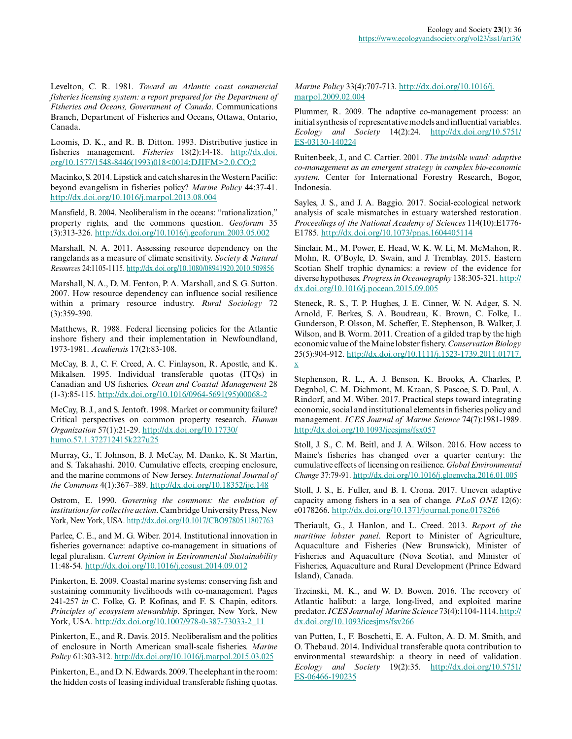Levelton, C. R. 1981. *Toward an Atlantic coast commercial fisheries licensing system: a report prepared for the Department of Fisheries and Oceans, Government of Canada*. Communications Branch, Department of Fisheries and Oceans, Ottawa, Ontario, Canada.

Loomis, D. K., and R. B. Ditton. 1993. Distributive justice in fisheries management. *Fisheries* 18(2):14-18. http://dx.doi.org/10.1577/1548-8446(1993)018<0014:DJIFM>2.0.CO;2

Macinko, S. 2014. Lipstick and catch shares in the Western Pacific: beyond evangelism in fisheries policy? *Marine Policy* 44:37-41. http://dx.doi.org/10.1016/j.marpol.2013.08.004

Mansfield, B. 2004. Neoliberalism in the oceans: "rationalization," property rights, and the commons question. *Geoforum* 35 (3):313-326. http://dx.doi.org/10.1016/j.geoforum.2003.05.002

Marshall, N. A. 2011. Assessing resource dependency on the rangelands as a measure of climate sensitivity. *Society & Natural Resources* 24:1105-1115. http://dx.doi.org/10.1080/08941920.2010.509856

Marshall, N. A., D. M. Fenton, P. A. Marshall, and S. G. Sutton. 2007. How resource dependency can influence social resilience within a primary resource industry. *Rural Sociology* 72 (3):359-390.

Matthews, R. 1988. Federal licensing policies for the Atlantic inshore fishery and their implementation in Newfoundland, 1973-1981. *Acadiensis* 17(2):83-108.

McCay, B. J., C. F. Creed, A. C. Finlayson, R. Apostle, and K. Mikalsen. 1995. Individual transferable quotas (ITQs) in Canadian and US fisheries. *Ocean and Coastal Management* 28 (1-3):85-115. http://dx.doi.org/10.1016/0964-5691(95)00068-2

McCay, B. J., and S. Jentoft. 1998. Market or community failure? Critical perspectives on common property research. *Human Organization* 57(1):21-29. http://dx.doi.org/10.17730/humo.57.1.372712415k227u25

Murray, G., T. Johnson, B. J. McCay, M. Danko, K. St Martin, and S. Takahashi. 2010. Cumulative effects, creeping enclosure, and the marine commons of New Jersey. *International Journal of the Commons* 4(1):367–389. http://dx.doi.org/10.18352/ijc.148

Ostrom, E. 1990. *Governing the commons: the evolution of institutions for collective action*. Cambridge University Press, New York, New York, USA. http://dx.doi.org/10.1017/CBO9780511807763

Parlee, C. E., and M. G. Wiber. 2014. Institutional innovation in fisheries governance: adaptive co-management in situations of legal pluralism. *Current Opinion in Environmental Sustainability* 11:48-54. http://dx.doi.org/10.1016/j.cosust.2014.09.012

Pinkerton, E. 2009. Coastal marine systems: conserving fish and sustaining community livelihoods with co-management. Pages 241-257 *in* C. Folke, G. P. Kofinas, and F. S. Chapin, editors. *Principles of ecosystem stewardship*. Springer, New York, New York, USA. http://dx.doi.org/10.1007/978-0-387-73033-2_11

Pinkerton, E., and R. Davis. 2015. Neoliberalism and the politics of enclosure in North American small-scale fisheries. *Marine Policy* 61:303-312. http://dx.doi.org/10.1016/j.marpol.2015.03.025

Pinkerton, E., and D. N. Edwards. 2009. The elephant in the room: the hidden costs of leasing individual transferable fishing quotas. *Marine Policy* 33(4):707-713. http://dx.doi.org/10.1016/j.marpol.2009.02.004

Plummer, R. 2009. The adaptive co-management process: an initial synthesis of representative models and influential variables. *Ecology and Society* 14(2):24. http://dx.doi.org/10.5751/ES-03130-140224

Ruitenbeek, J., and C. Cartier. 2001. *The invisible wand: adaptive co-management as an emergent strategy in complex bio-economic system.* Center for International Forestry Research, Bogor, Indonesia.

Sayles, J. S., and J. A. Baggio. 2017. Social-ecological network analysis of scale mismatches in estuary watershed restoration. *Proceedings of the National Academy of Sciences* 114(10):E1776-E1785. http://dx.doi.org/10.1073/pnas.1604405114

Sinclair, M., M. Power, E. Head, W. K. W. Li, M. McMahon, R. Mohn, R. O'Boyle, D. Swain, and J. Tremblay. 2015. Eastern Scotian Shelf trophic dynamics: a review of the evidence for diverse hypotheses. *Progress in Oceanography* 138:305-321. http://dx.doi.org/10.1016/j.pocean.2015.09.005

Steneck, R. S., T. P. Hughes, J. E. Cinner, W. N. Adger, S. N. Arnold, F. Berkes, S. A. Boudreau, K. Brown, C. Folke, L. Gunderson, P. Olsson, M. Scheffer, E. Stephenson, B. Walker, J. Wilson, and B. Worm. 2011. Creation of a gilded trap by the high economic value of the Maine lobster fishery. *Conservation Biology* 25(5):904-912. http://dx.doi.org/10.1111/j.1523-1739.2011.01717.x

Stephenson, R. L., A. J. Benson, K. Brooks, A. Charles, P. Degnbol, C. M. Dichmont, M. Kraan, S. Pascoe, S. D. Paul, A. Rindorf, and M. Wiber. 2017. Practical steps toward integrating economic, social and institutional elements in fisheries policy and management. *ICES Journal of Marine Science* 74(7):1981-1989. http://dx.doi.org/10.1093/icesjms/fsx057

Stoll, J. S., C. M. Beitl, and J. A. Wilson. 2016. How access to Maine's fisheries has changed over a quarter century: the cumulative effects of licensing on resilience. *Global Environmental Change* 37:79-91. http://dx.doi.org/10.1016/j.gloenvcha.2016.01.005

Stoll, J. S., E. Fuller, and B. I. Crona. 2017. Uneven adaptive capacity among fishers in a sea of change. *PLoS ONE* 12(6): e0178266. http://dx.doi.org/10.1371/journal.pone.0178266

Theriault, G., J. Hanlon, and L. Creed. 2013. *Report of the maritime lobster panel*. Report to Minister of Agriculture, Aquaculture and Fisheries (New Brunswick), Minister of Fisheries and Aquaculture (Nova Scotia), and Minister of Fisheries, Aquaculture and Rural Development (Prince Edward Island), Canada.

Trzcinski, M. K., and W. D. Bowen. 2016. The recovery of Atlantic halibut: a large, long-lived, and exploited marine predator. *ICES Journal of Marine Science* 73(4):1104-1114. http://dx.doi.org/10.1093/icesjms/fsv266

van Putten, I., F. Boschetti, E. A. Fulton, A. D. M. Smith, and O. Thebaud. 2014. Individual transferable quota contribution to environmental stewardship: a theory in need of validation. *Ecology and Society* 19(2):35. http://dx.doi.org/10.5751/ES-06466-190235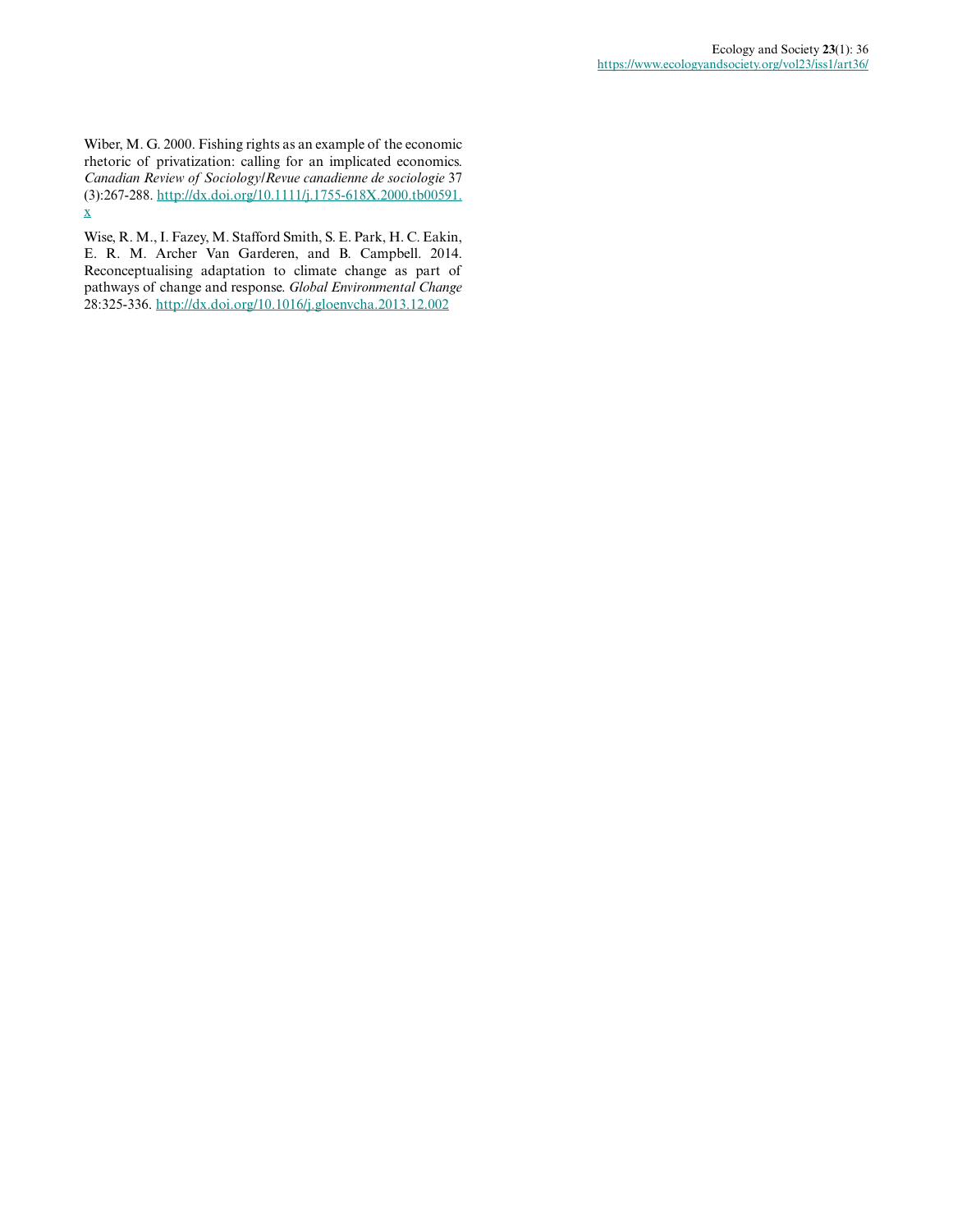Wiber, M. G. 2000. Fishing rights as an example of the economic rhetoric of privatization: calling for an implicated economics. *Canadian Review of Sociology/Revue canadienne de sociologie* 37 (3):267-288. http://dx.doi.org/10.1111/j.1755-618X.2000.tb00591.x

Wise, R. M., I. Fazey, M. Stafford Smith, S. E. Park, H. C. Eakin, E. R. M. Archer Van Garderen, and B. Campbell. 2014. Reconceptualising adaptation to climate change as part of pathways of change and response. *Global Environmental Change* 28:325-336. http://dx.doi.org/10.1016/j.gloenvcha.2013.12.002